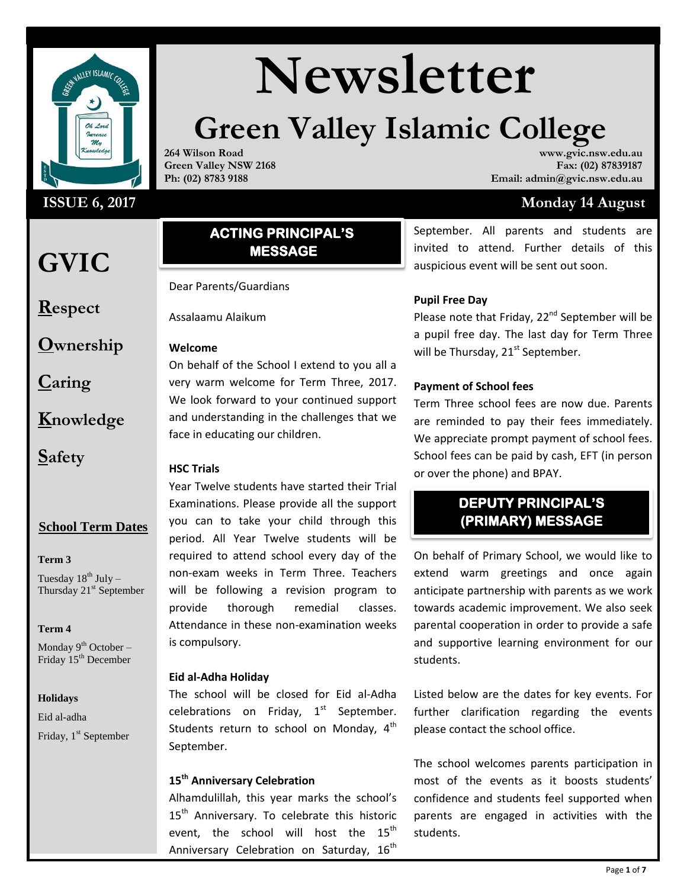# Newsletter

## Green Valley Islamic College

264 Wilson Road
Green Valley NSW 2168
Ph: (02) 8783 9188

www.gvic.nsw.edu.au
Fax: (02) 87839187
Email: admin@gvic.nsw.edu.au

**ISSUE 6, 2017** — **Monday 14 August**

# GVIC

**R**espect

**O**wnership

**C**aring

**K**nowledge

**S**afety

### School Term Dates

**Term 3**

Tuesday 18th July – Thursday 21st September

**Term 4**

Monday 9th October – Friday 15th December

**Holidays**

Eid al-adha

Friday, 1st September

## ACTING PRINCIPAL'S MESSAGE

Dear Parents/Guardians

Assalaamu Alaikum

**Welcome**

On behalf of the School I extend to you all a very warm welcome for Term Three, 2017. We look forward to your continued support and understanding in the challenges that we face in educating our children.

**HSC Trials**

Year Twelve students have started their Trial Examinations. Please provide all the support you can to take your child through this period. All Year Twelve students will be required to attend school every day of the non-exam weeks in Term Three. Teachers will be following a revision program to provide thorough remedial classes. Attendance in these non-examination weeks is compulsory.

**Eid al-Adha Holiday**

The school will be closed for Eid al-Adha celebrations on Friday, 1st September. Students return to school on Monday, 4th September.

**15th Anniversary Celebration**

Alhamdulillah, this year marks the school's 15th Anniversary. To celebrate this historic event, the school will host the 15th Anniversary Celebration on Saturday, 16th September. All parents and students are invited to attend. Further details of this auspicious event will be sent out soon.

**Pupil Free Day**

Please note that Friday, 22nd September will be a pupil free day. The last day for Term Three will be Thursday, 21st September.

**Payment of School fees**

Term Three school fees are now due. Parents are reminded to pay their fees immediately. We appreciate prompt payment of school fees. School fees can be paid by cash, EFT (in person or over the phone) and BPAY.

## DEPUTY PRINCIPAL'S (PRIMARY) MESSAGE

On behalf of Primary School, we would like to extend warm greetings and once again anticipate partnership with parents as we work towards academic improvement. We also seek parental cooperation in order to provide a safe and supportive learning environment for our students.

Listed below are the dates for key events. For further clarification regarding the events please contact the school office.

The school welcomes parents participation in most of the events as it boosts students' confidence and students feel supported when parents are engaged in activities with the students.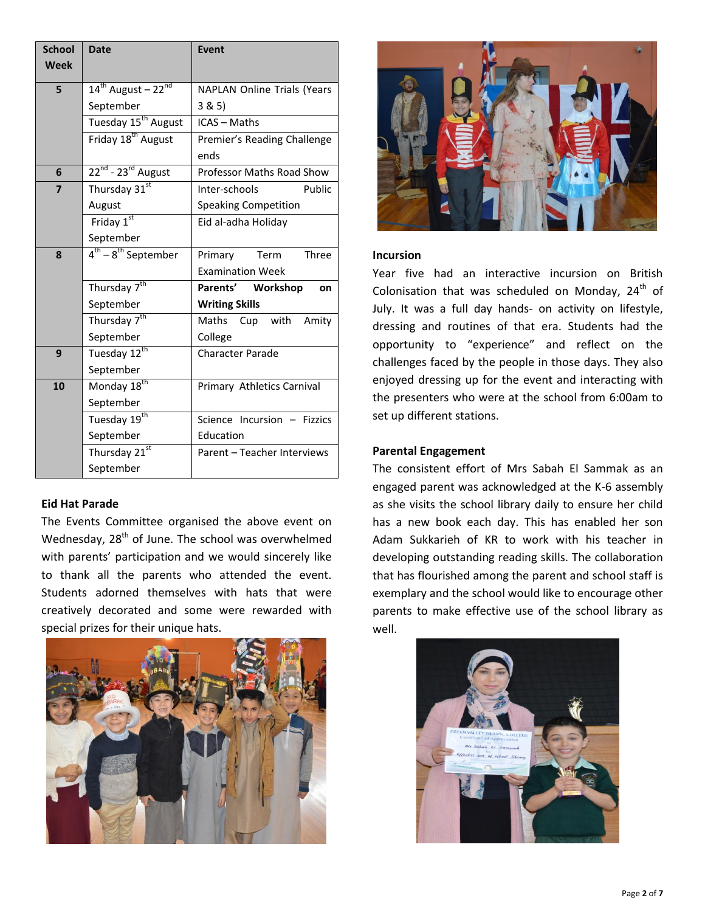| School Week | Date | Event |
|---|---|---|
| 5 | 14th August – 22nd September | NAPLAN Online Trials (Years 3 & 5) |
| | Tuesday 15th August | ICAS – Maths |
| | Friday 18th August | Premier's Reading Challenge ends |
| 6 | 22nd - 23rd August | Professor Maths Road Show |
| 7 | Thursday 31st August | Inter-schools Public Speaking Competition |
| | Friday 1st September | Eid al-adha Holiday |
| 8 | 4th – 8th September | Primary Term Three Examination Week |
| | Thursday 7th September | **Parents' Workshop on Writing Skills** |
| | Thursday 7th September | Maths Cup with Amity College |
| 9 | Tuesday 12th September | Character Parade |
| 10 | Monday 18th September | Primary Athletics Carnival |
| | Tuesday 19th September | Science Incursion – Fizzics Education |
| | Thursday 21st September | Parent – Teacher Interviews |

## Eid Hat Parade

The Events Committee organised the above event on Wednesday, 28th of June. The school was overwhelmed with parents' participation and we would sincerely like to thank all the parents who attended the event. Students adorned themselves with hats that were creatively decorated and some were rewarded with special prizes for their unique hats.

## Incursion

Year five had an interactive incursion on British Colonisation that was scheduled on Monday, 24th of July. It was a full day hands- on activity on lifestyle, dressing and routines of that era. Students had the opportunity to "experience" and reflect on the challenges faced by the people in those days. They also enjoyed dressing up for the event and interacting with the presenters who were at the school from 6:00am to set up different stations.

## Parental Engagement

The consistent effort of Mrs Sabah El Sammak as an engaged parent was acknowledged at the K-6 assembly as she visits the school library daily to ensure her child has a new book each day. This has enabled her son Adam Sukkarieh of KR to work with his teacher in developing outstanding reading skills. The collaboration that has flourished among the parent and school staff is exemplary and the school would like to encourage other parents to make effective use of the school library as well.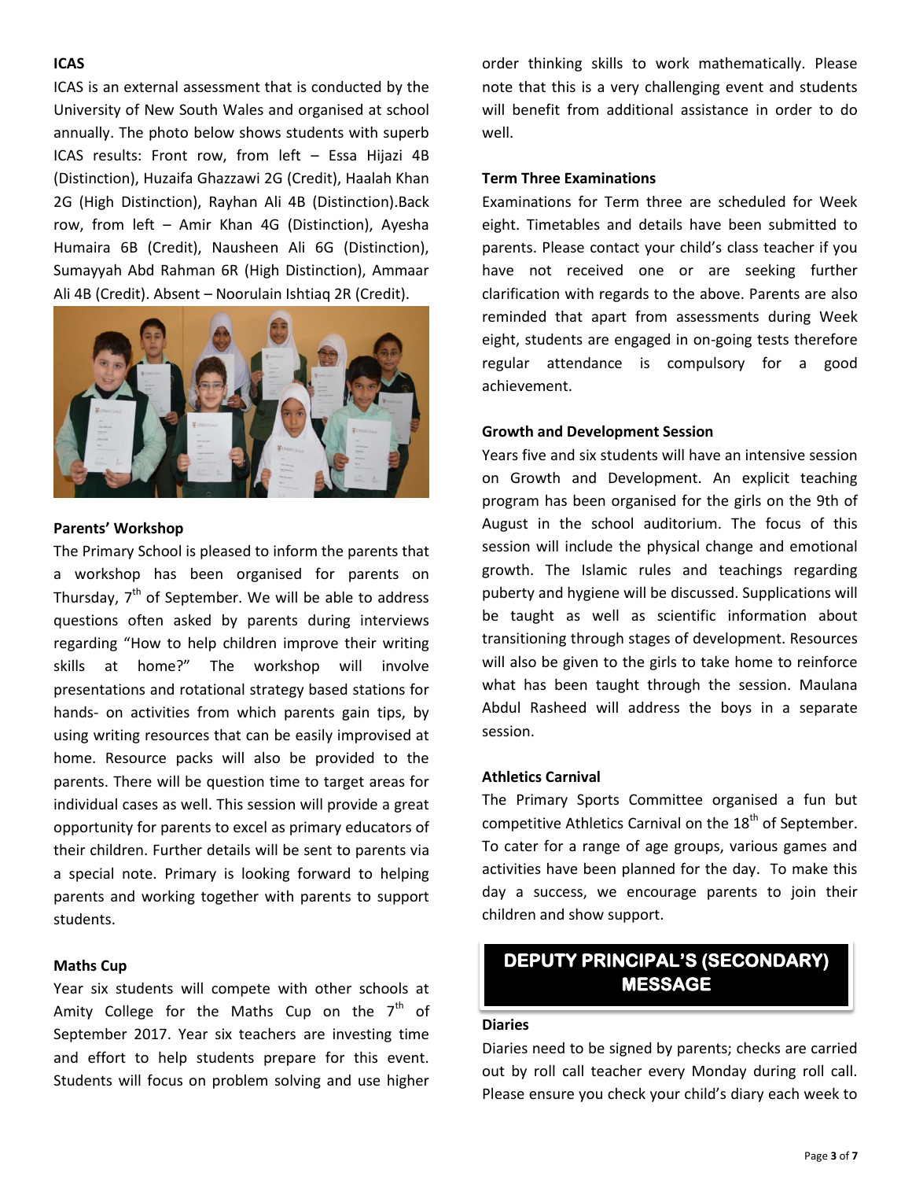### ICAS

ICAS is an external assessment that is conducted by the University of New South Wales and organised at school annually. The photo below shows students with superb ICAS results: Front row, from left – Essa Hijazi 4B (Distinction), Huzaifa Ghazzawi 2G (Credit), Haalah Khan 2G (High Distinction), Rayhan Ali 4B (Distinction).Back row, from left – Amir Khan 4G (Distinction), Ayesha Humaira 6B (Credit), Nausheen Ali 6G (Distinction), Sumayyah Abd Rahman 6R (High Distinction), Ammaar Ali 4B (Credit). Absent – Noorulain Ishtiaq 2R (Credit).

### Parents' Workshop

The Primary School is pleased to inform the parents that a workshop has been organised for parents on Thursday, 7th of September. We will be able to address questions often asked by parents during interviews regarding "How to help children improve their writing skills at home?" The workshop will involve presentations and rotational strategy based stations for hands- on activities from which parents gain tips, by using writing resources that can be easily improvised at home. Resource packs will also be provided to the parents. There will be question time to target areas for individual cases as well. This session will provide a great opportunity for parents to excel as primary educators of their children. Further details will be sent to parents via a special note. Primary is looking forward to helping parents and working together with parents to support students.

### Maths Cup

Year six students will compete with other schools at Amity College for the Maths Cup on the 7th of September 2017. Year six teachers are investing time and effort to help students prepare for this event. Students will focus on problem solving and use higher order thinking skills to work mathematically. Please note that this is a very challenging event and students will benefit from additional assistance in order to do well.

### Term Three Examinations

Examinations for Term three are scheduled for Week eight. Timetables and details have been submitted to parents. Please contact your child's class teacher if you have not received one or are seeking further clarification with regards to the above. Parents are also reminded that apart from assessments during Week eight, students are engaged in on-going tests therefore regular attendance is compulsory for a good achievement.

### Growth and Development Session

Years five and six students will have an intensive session on Growth and Development. An explicit teaching program has been organised for the girls on the 9th of August in the school auditorium. The focus of this session will include the physical change and emotional growth. The Islamic rules and teachings regarding puberty and hygiene will be discussed. Supplications will be taught as well as scientific information about transitioning through stages of development. Resources will also be given to the girls to take home to reinforce what has been taught through the session. Maulana Abdul Rasheed will address the boys in a separate session.

### Athletics Carnival

The Primary Sports Committee organised a fun but competitive Athletics Carnival on the 18th of September. To cater for a range of age groups, various games and activities have been planned for the day. To make this day a success, we encourage parents to join their children and show support.

## DEPUTY PRINCIPAL'S (SECONDARY) MESSAGE

### Diaries

Diaries need to be signed by parents; checks are carried out by roll call teacher every Monday during roll call. Please ensure you check your child's diary each week to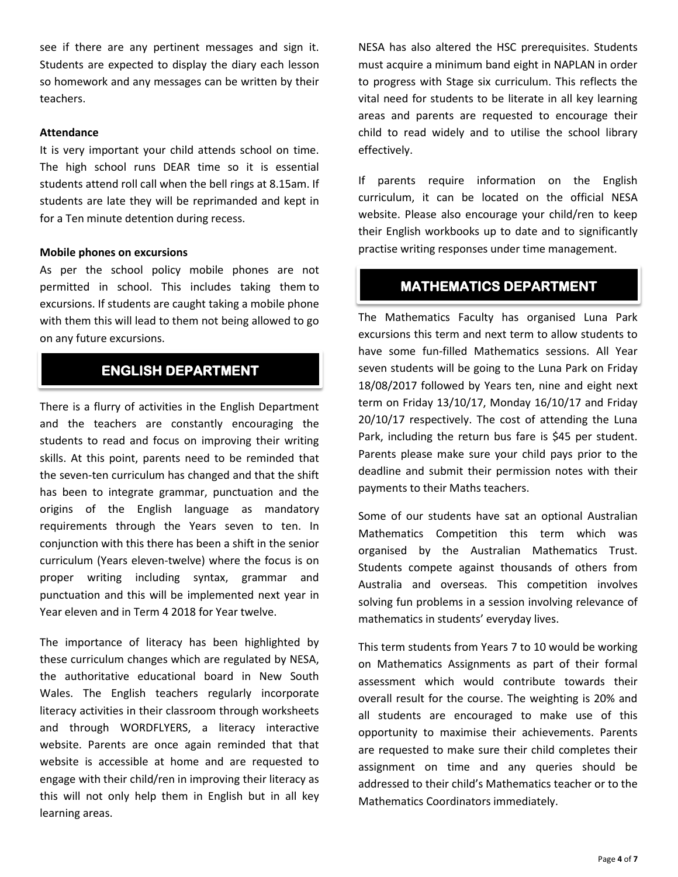see if there are any pertinent messages and sign it. Students are expected to display the diary each lesson so homework and any messages can be written by their teachers.

**Attendance**

It is very important your child attends school on time. The high school runs DEAR time so it is essential students attend roll call when the bell rings at 8.15am. If students are late they will be reprimanded and kept in for a Ten minute detention during recess.

**Mobile phones on excursions**

As per the school policy mobile phones are not permitted in school. This includes taking them to excursions. If students are caught taking a mobile phone with them this will lead to them not being allowed to go on any future excursions.

## ENGLISH DEPARTMENT

There is a flurry of activities in the English Department and the teachers are constantly encouraging the students to read and focus on improving their writing skills. At this point, parents need to be reminded that the seven-ten curriculum has changed and that the shift has been to integrate grammar, punctuation and the origins of the English language as mandatory requirements through the Years seven to ten. In conjunction with this there has been a shift in the senior curriculum (Years eleven-twelve) where the focus is on proper writing including syntax, grammar and punctuation and this will be implemented next year in Year eleven and in Term 4 2018 for Year twelve.

The importance of literacy has been highlighted by these curriculum changes which are regulated by NESA, the authoritative educational board in New South Wales. The English teachers regularly incorporate literacy activities in their classroom through worksheets and through WORDFLYERS, a literacy interactive website. Parents are once again reminded that that website is accessible at home and are requested to engage with their child/ren in improving their literacy as this will not only help them in English but in all key learning areas.

NESA has also altered the HSC prerequisites. Students must acquire a minimum band eight in NAPLAN in order to progress with Stage six curriculum. This reflects the vital need for students to be literate in all key learning areas and parents are requested to encourage their child to read widely and to utilise the school library effectively.

If parents require information on the English curriculum, it can be located on the official NESA website. Please also encourage your child/ren to keep their English workbooks up to date and to significantly practise writing responses under time management.

## MATHEMATICS DEPARTMENT

The Mathematics Faculty has organised Luna Park excursions this term and next term to allow students to have some fun-filled Mathematics sessions. All Year seven students will be going to the Luna Park on Friday 18/08/2017 followed by Years ten, nine and eight next term on Friday 13/10/17, Monday 16/10/17 and Friday 20/10/17 respectively. The cost of attending the Luna Park, including the return bus fare is $45 per student. Parents please make sure your child pays prior to the deadline and submit their permission notes with their payments to their Maths teachers.

Some of our students have sat an optional Australian Mathematics Competition this term which was organised by the Australian Mathematics Trust. Students compete against thousands of others from Australia and overseas. This competition involves solving fun problems in a session involving relevance of mathematics in students' everyday lives.

This term students from Years 7 to 10 would be working on Mathematics Assignments as part of their formal assessment which would contribute towards their overall result for the course. The weighting is 20% and all students are encouraged to make use of this opportunity to maximise their achievements. Parents are requested to make sure their child completes their assignment on time and any queries should be addressed to their child's Mathematics teacher or to the Mathematics Coordinators immediately.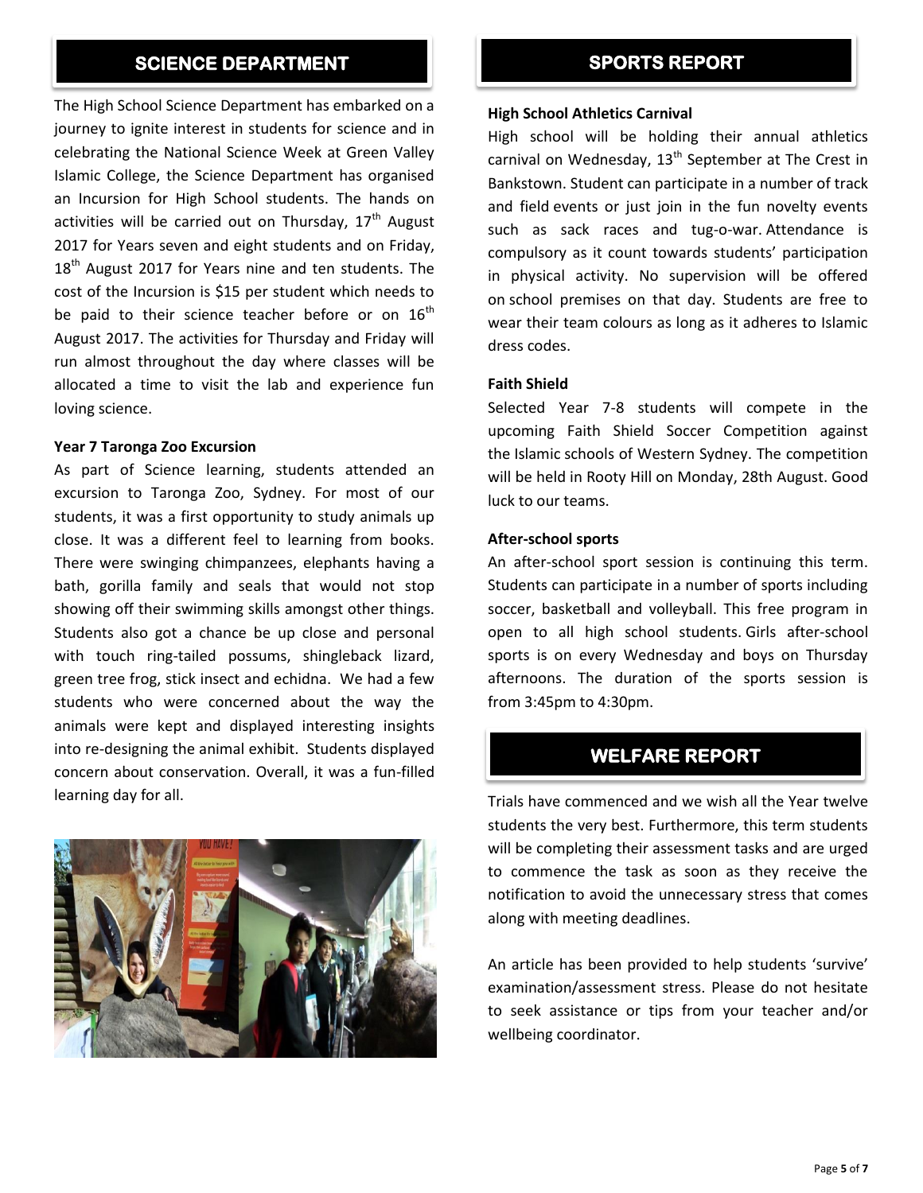## SCIENCE DEPARTMENT

The High School Science Department has embarked on a journey to ignite interest in students for science and in celebrating the National Science Week at Green Valley Islamic College, the Science Department has organised an Incursion for High School students. The hands on activities will be carried out on Thursday, 17th August 2017 for Years seven and eight students and on Friday, 18th August 2017 for Years nine and ten students. The cost of the Incursion is $15 per student which needs to be paid to their science teacher before or on 16th August 2017. The activities for Thursday and Friday will run almost throughout the day where classes will be allocated a time to visit the lab and experience fun loving science.

**Year 7 Taronga Zoo Excursion**

As part of Science learning, students attended an excursion to Taronga Zoo, Sydney. For most of our students, it was a first opportunity to study animals up close. It was a different feel to learning from books. There were swinging chimpanzees, elephants having a bath, gorilla family and seals that would not stop showing off their swimming skills amongst other things. Students also got a chance be up close and personal with touch ring-tailed possums, shingleback lizard, green tree frog, stick insect and echidna. We had a few students who were concerned about the way the animals were kept and displayed interesting insights into re-designing the animal exhibit. Students displayed concern about conservation. Overall, it was a fun-filled learning day for all.

## SPORTS REPORT

**High School Athletics Carnival**

High school will be holding their annual athletics carnival on Wednesday, 13th September at The Crest in Bankstown. Student can participate in a number of track and field events or just join in the fun novelty events such as sack races and tug-o-war. Attendance is compulsory as it count towards students' participation in physical activity. No supervision will be offered on school premises on that day. Students are free to wear their team colours as long as it adheres to Islamic dress codes.

**Faith Shield**

Selected Year 7-8 students will compete in the upcoming Faith Shield Soccer Competition against the Islamic schools of Western Sydney. The competition will be held in Rooty Hill on Monday, 28th August. Good luck to our teams.

**After-school sports**

An after-school sport session is continuing this term. Students can participate in a number of sports including soccer, basketball and volleyball. This free program in open to all high school students. Girls after-school sports is on every Wednesday and boys on Thursday afternoons. The duration of the sports session is from 3:45pm to 4:30pm.

## WELFARE REPORT

Trials have commenced and we wish all the Year twelve students the very best. Furthermore, this term students will be completing their assessment tasks and are urged to commence the task as soon as they receive the notification to avoid the unnecessary stress that comes along with meeting deadlines.

An article has been provided to help students 'survive' examination/assessment stress. Please do not hesitate to seek assistance or tips from your teacher and/or wellbeing coordinator.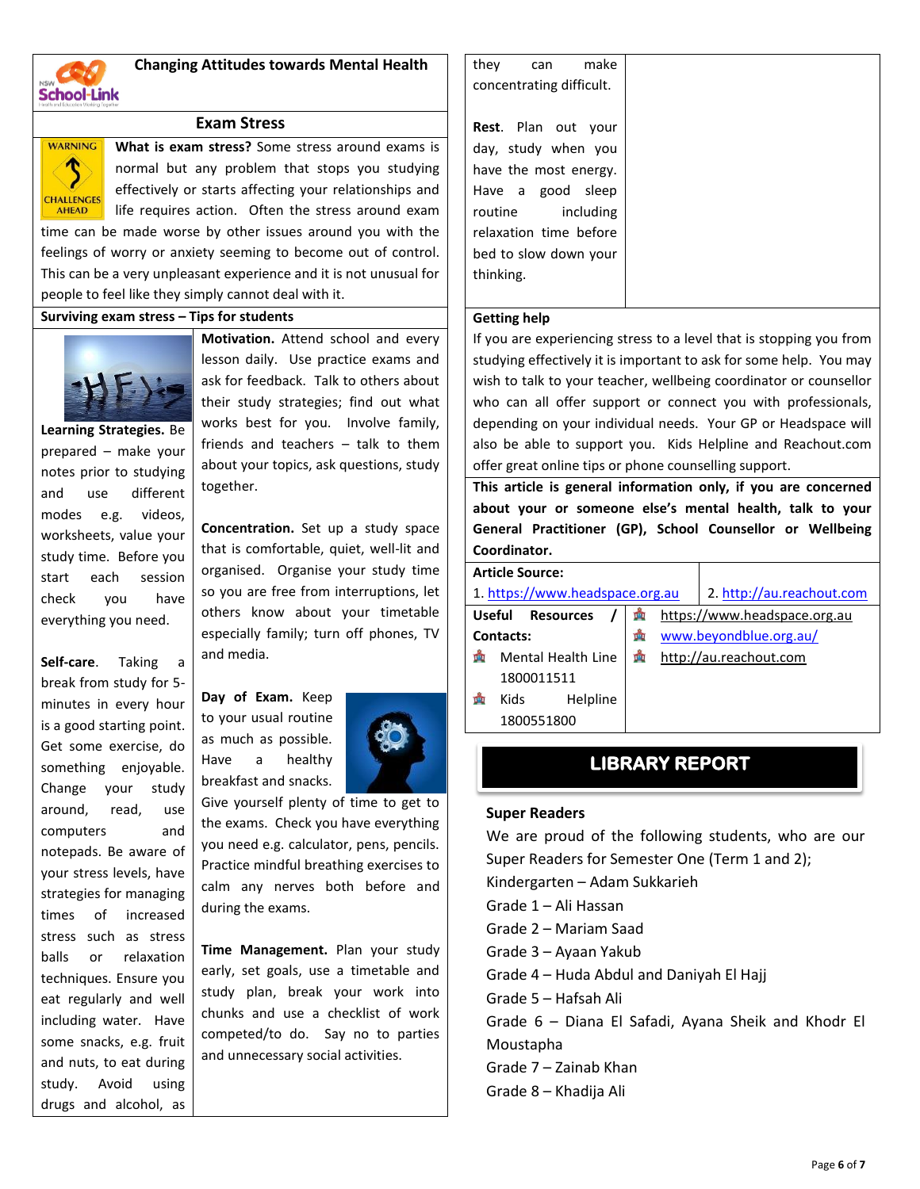# Changing Attitudes towards Mental Health

## Exam Stress

**What is exam stress?** Some stress around exams is normal but any problem that stops you studying effectively or starts affecting your relationships and life requires action. Often the stress around exam time can be made worse by other issues around you with the feelings of worry or anxiety seeming to become out of control. This can be a very unpleasant experience and it is not unusual for people to feel like they simply cannot deal with it.

### Surviving exam stress – Tips for students

**Learning Strategies.** Be prepared – make your notes prior to studying and use different modes e.g. videos, worksheets, value your study time. Before you start each session check you have everything you need.

**Self-care**. Taking a break from study for 5-minutes in every hour is a good starting point. Get some exercise, do something enjoyable. Change your study around, read, use computers and notepads. Be aware of your stress levels, have strategies for managing times of increased stress such as stress balls or relaxation techniques. Ensure you eat regularly and well including water. Have some snacks, e.g. fruit and nuts, to eat during study. Avoid using drugs and alcohol, as they can make concentrating difficult.

**Motivation.** Attend school and every lesson daily. Use practice exams and ask for feedback. Talk to others about their study strategies; find out what works best for you. Involve family, friends and teachers – talk to them about your topics, ask questions, study together.

**Concentration.** Set up a study space that is comfortable, quiet, well-lit and organised. Organise your study time so you are free from interruptions, let others know about your timetable especially family; turn off phones, TV and media.

**Day of Exam.** Keep to your usual routine as much as possible. Have a healthy breakfast and snacks. Give yourself plenty of time to get to the exams. Check you have everything you need e.g. calculator, pens, pencils. Practice mindful breathing exercises to calm any nerves both before and during the exams.

**Time Management.** Plan your study early, set goals, use a timetable and study plan, break your work into chunks and use a checklist of work competed/to do. Say no to parties and unnecessary social activities.

**Rest**. Plan out your day, study when you have the most energy. Have a good sleep routine including relaxation time before bed to slow down your thinking.

### Getting help

If you are experiencing stress to a level that is stopping you from studying effectively it is important to ask for some help. You may wish to talk to your teacher, wellbeing coordinator or counsellor who can all offer support or connect you with professionals, depending on your individual needs. Your GP or Headspace will also be able to support you. Kids Helpline and Reachout.com offer great online tips or phone counselling support.

**This article is general information only, if you are concerned about your or someone else's mental health, talk to your General Practitioner (GP), School Counsellor or Wellbeing Coordinator.**

**Article Source:**
1. https://www.headspace.org.au
2. http://au.reachout.com

**Useful Resources / Contacts:**
- Mental Health Line 1800011511
- Kids Helpline 1800551800
- https://www.headspace.org.au
- www.beyondblue.org.au/
- http://au.reachout.com

# LIBRARY REPORT

### Super Readers

We are proud of the following students, who are our Super Readers for Semester One (Term 1 and 2);

Kindergarten – Adam Sukkarieh
Grade 1 – Ali Hassan
Grade 2 – Mariam Saad
Grade 3 – Ayaan Yakub
Grade 4 – Huda Abdul and Daniyah El Hajj
Grade 5 – Hafsah Ali
Grade 6 – Diana El Safadi, Ayana Sheik and Khodr El Moustapha
Grade 7 – Zainab Khan
Grade 8 – Khadija Ali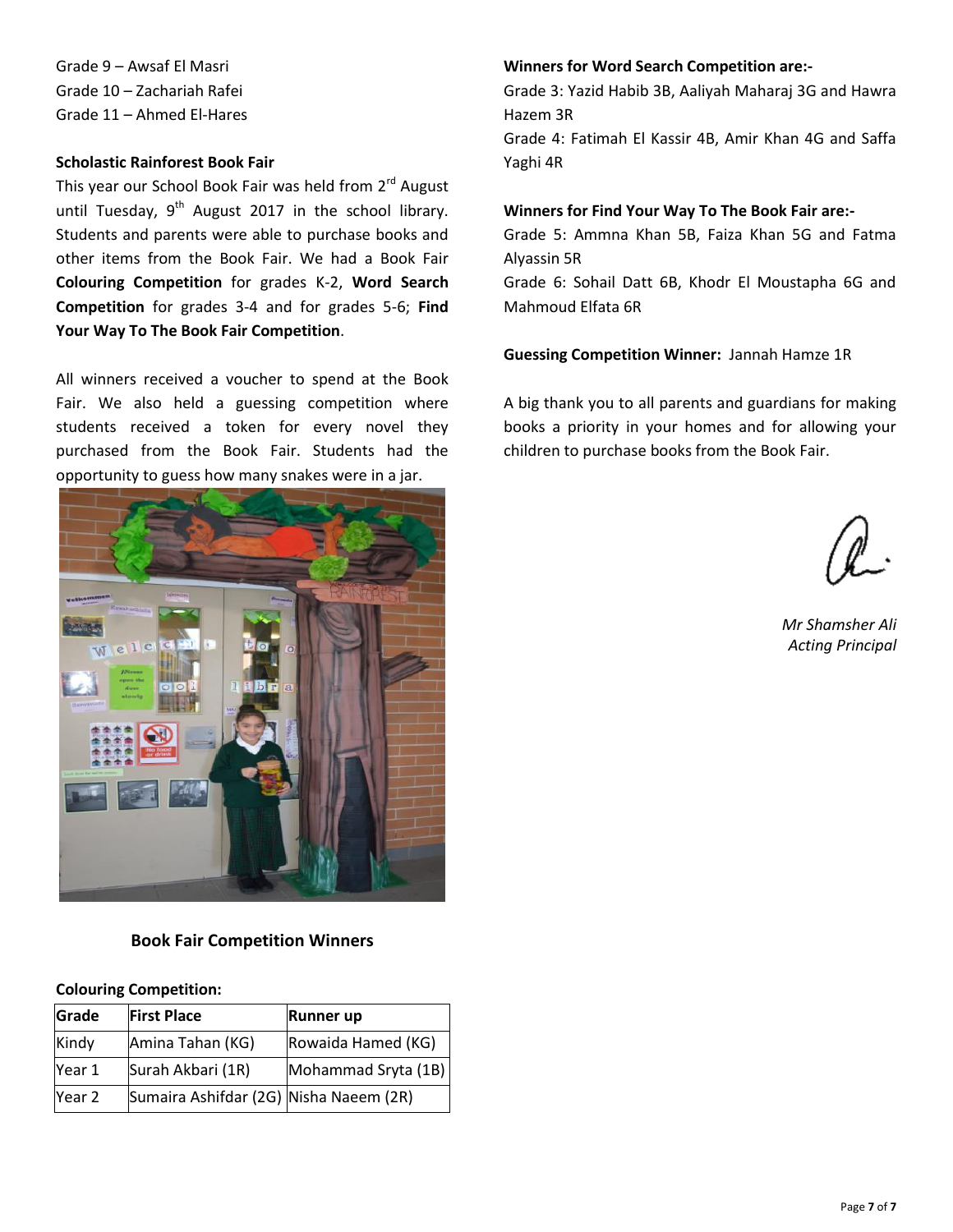Grade 9 – Awsaf El Masri
Grade 10 – Zachariah Rafei
Grade 11 – Ahmed El-Hares

**Scholastic Rainforest Book Fair**

This year our School Book Fair was held from 2nd August until Tuesday, 9th August 2017 in the school library. Students and parents were able to purchase books and other items from the Book Fair. We had a Book Fair **Colouring Competition** for grades K-2, **Word Search Competition** for grades 3-4 and for grades 5-6; **Find Your Way To The Book Fair Competition**.

All winners received a voucher to spend at the Book Fair. We also held a guessing competition where students received a token for every novel they purchased from the Book Fair. Students had the opportunity to guess how many snakes were in a jar.

**Book Fair Competition Winners**

**Colouring Competition:**

| Grade | First Place | Runner up |
|---|---|---|
| Kindy | Amina Tahan (KG) | Rowaida Hamed (KG) |
| Year 1 | Surah Akbari (1R) | Mohammad Sryta (1B) |
| Year 2 | Sumaira Ashifdar (2G) | Nisha Naeem (2R) |

**Winners for Word Search Competition are:-**

Grade 3: Yazid Habib 3B, Aaliyah Maharaj 3G and Hawra Hazem 3R

Grade 4: Fatimah El Kassir 4B, Amir Khan 4G and Saffa Yaghi 4R

**Winners for Find Your Way To The Book Fair are:-**

Grade 5: Ammna Khan 5B, Faiza Khan 5G and Fatma Alyassin 5R

Grade 6: Sohail Datt 6B, Khodr El Moustapha 6G and Mahmoud Elfata 6R

**Guessing Competition Winner:** Jannah Hamze 1R

A big thank you to all parents and guardians for making books a priority in your homes and for allowing your children to purchase books from the Book Fair.

*Mr Shamsher Ali*
*Acting Principal*